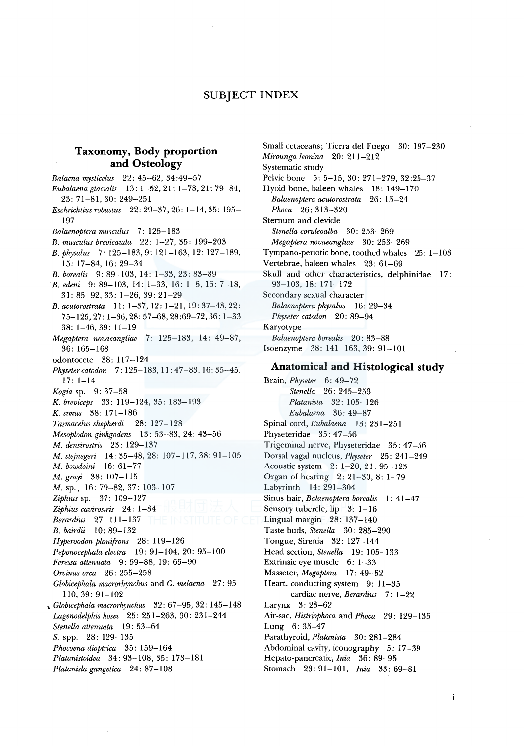# SUBJECT INDEX

## Taxonomy, Body proportion and Osteology

*Balaena mysticelus* 22: 45–62, 34:49–57
*Eubalaena glacialis* 13: 1–52, 21: 1–78, 21: 79–84, 23: 71–81, 30: 249–251
*Eschrichtius robustus* 22: 29–37, 26: 1–14, 35: 195–197
*Balaenoptera musculus* 7: 125–183
*B. musculus brevicauda* 22: 1–27, 35: 199–203
*B. physalus* 7: 125–183, 9: 121–163, 12: 127–189, 15: 17–84, 16: 29–34
*B. borealis* 9: 89–103, 14: 1–33, 23: 83–89
*B. edeni* 9: 89–103, 14: 1–33, 16: 1–5, 16: 7–18, 31: 85–92, 33: 1–26, 39: 21–29
*B. acutorostrata* 11: 1–37, 12: 1–21, 19: 37–43, 22: 75–125, 27: 1–36, 28: 57–68, 28:69–72, 36: 1–33 38: 1–46, 39: 11–19
*Megaptera novaeangliae* 7: 125–183, 14: 49–87, 36: 165–168
odontocete 38: 117–124
*Physeter catodon* 7: 125–183, 11: 47–83, 16: 35–45, 17: 1–14
*Kogia* sp. 9: 37–58
*K. breviceps* 33: 119–124, 35: 183–193
*K. simus* 38: 171–186
*Tasmacelus shepherdi* 28: 127–128
*Mesoplodon ginkgodens* 13: 53–83, 24: 43–56
*M. densirostris* 23: 129–137
*M. stejnegeri* 14: 35–48, 28: 107–117, 38: 91–105
*M. bowdoini* 16: 61–77
*M. grayi* 38: 107–115
*M.* sp., 16: 79–82, 37: 103–107
*Ziphius* sp. 37: 109–127
*Ziphius cavirostris* 24: 1–34
*Berardius* 27: 111–137
*B. bairdii* 10: 89–132
*Hyperoodon planifrons* 28: 119–126
*Peponocephala electra* 19: 91–104, 20: 95–100
*Feressa attenuata* 9: 59–88, 19: 65–90
*Orcinus orca* 26: 255–258
*Globicephala macrorhynchus* and *G. melaena* 27: 95–110, 39: 91–102
*Globicephala macrorhynchus* 32: 67–95, 32: 145–148
*Lagenodelphis hosei* 25: 251–263, 30: 231–244
*Stenella attenuata* 19: 53–64
*S.* spp. 28: 129–135
*Phocoena dioptrica* 35: 159–164
*Platanistoidea* 34: 93–108, 35: 173–181
*Platanisla gangetica* 24: 87–108
Small cetaceans; Tierra del Fuego 30: 197–230
*Mirounga leonina* 20: 211–212
Systematic study
Pelvic bone 5: 5–15, 30: 271–279, 32:25–37
Hyoid bone, baleen whales 18: 149–170
  *Balaenoptera acutorostrata* 26: 15–24
  *Phoca* 26: 313–320
Sternum and clevicle
  *Stenella coruleoalba* 30: 253–269
  *Megaptera novaeangliae* 30: 253–269
Tympano-periotic bone, toothed whales 25: 1–103
Vertebrae, baleen whales 23: 61–69
Skull and other characteristics, delphinidae 17: 93–103, 18: 171–172
Secondary sexual character
  *Balaenoptera physalus* 16: 29–34
  *Physeter catodon* 20: 89–94
Karyotype
  *Balaenoptera borealis* 20: 83–88
Isoenzyme 38: 141–163, 39: 91–101

## Anatomical and Histological study

Brain, *Physeter* 6: 49–72
  *Stenella* 26: 245–253
  *Platanista* 32: 105–126
  *Eubalaena* 36: 49–87
Spinal cord, *Eubalaena* 13: 231–251
Physeteridae 35: 47–56
Trigeminal nerve, Physeteridae 35: 47–56
Dorsal vagal nucleus, *Physeter* 25: 241–249
Acoustic system 2: 1–20, 21: 95–123
Organ of hearing 2: 21–30, 8: 1–79
Labyrinth 14: 291–304
Sinus hair, *Balaenoptera borealis* 1: 41–47
Sensory tubercle, lip 3: 1–16
Lingual margin 28: 137–140
Taste buds, *Stenella* 30: 285–290
Tongue, Sirenia 32: 127–144
Head section, *Stenella* 19: 105–133
Extrinsic eye muscle 6: 1–33
Masseter, *Megaptera* 17: 49–52
Heart, conducting system 9: 11–35
  cardiac nerve, *Berardius* 7: 1–22
Larynx 3: 23–62
Air-sac, *Histriophoca* and *Phoca* 29: 129–135
Lung 6: 35–47
Parathyroid, *Platanista* 30: 281–284
Abdominal cavity, iconography 5: 17–39
Hepato-pancreatic, *Inia* 36: 89–95
Stomach 23: 91–101, *Inia* 33: 69–81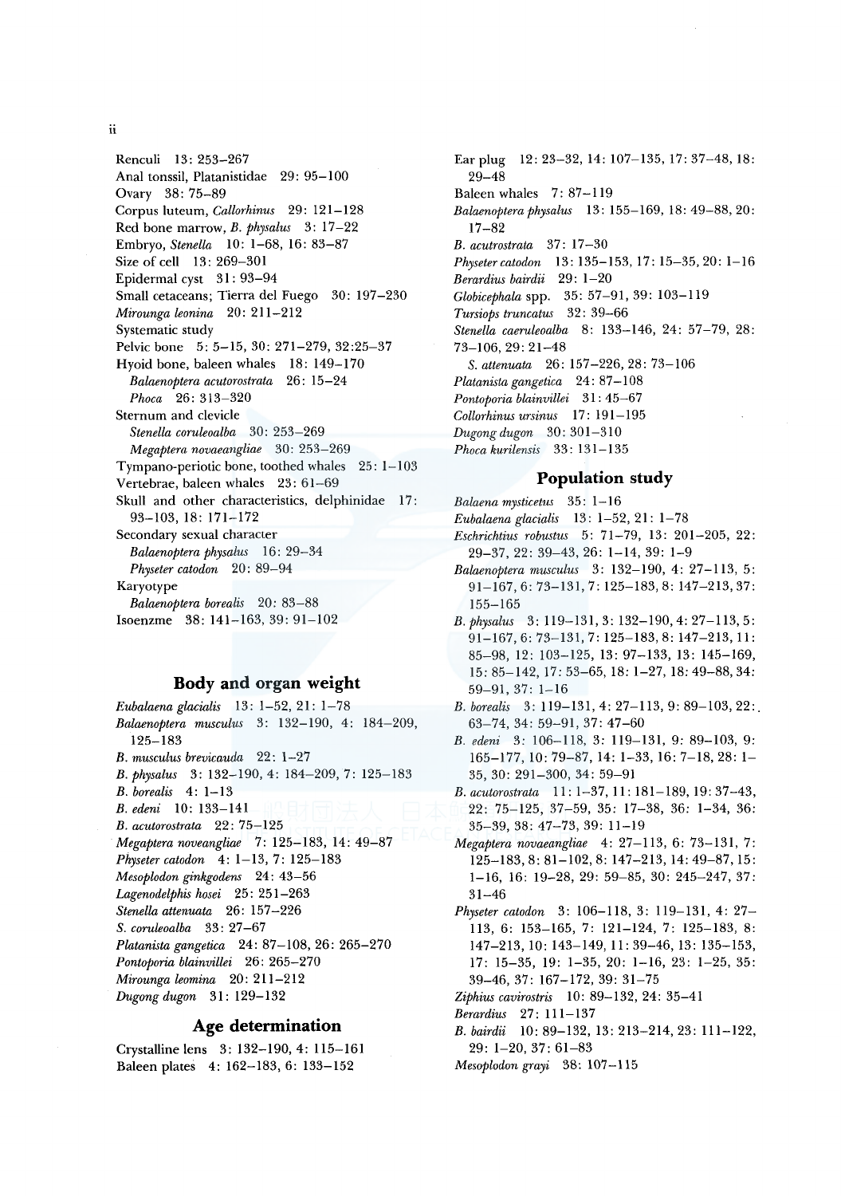Renculi 13: 253–267
Anal tonssil, Platanistidae 29: 95–100
Ovary 38: 75–89
Corpus luteum, *Callorhinus* 29: 121–128
Red bone marrow, *B. physalus* 3: 17–22
Embryo, *Stenella* 10: 1–68, 16: 83–87
Size of cell 13: 269–301
Epidermal cyst 31: 93–94
Small cetaceans; Tierra del Fuego 30: 197–230
*Mirounga leonina* 20: 211–212
Systematic study
Pelvic bone 5: 5–15, 30: 271–279, 32:25–37
Hyoid bone, baleen whales 18: 149–170
  *Balaenoptera acutorostrata* 26: 15–24
  *Phoca* 26: 313–320
Sternum and clevicle
  *Stenella coruleoalba* 30: 253–269
  *Megaptera novaeangliae* 30: 253–269
Tympano-periotic bone, toothed whales 25: 1–103
Vertebrae, baleen whales 23: 61–69
Skull and other characteristics, delphinidae 17: 93–103, 18: 171–172
Secondary sexual character
  *Balaenoptera physalus* 16: 29–34
  *Physeter catodon* 20: 89–94
Karyotype
  *Balaenoptera borealis* 20: 83–88
Isoenzme 38: 141–163, 39: 91–102

## Body and organ weight

*Eubalaena glacialis* 13: 1–52, 21: 1–78
*Balaenoptera musculus* 3: 132–190, 4: 184–209, 125–183
*B. musculus brevicauda* 22: 1–27
*B. physalus* 3: 132–190, 4: 184–209, 7: 125–183
*B. borealis* 4: 1–13
*B. edeni* 10: 133–141
*B. acutorostrata* 22: 75–125
*Megaptera noveangliae* 7: 125–183, 14: 49–87
*Physeter catodon* 4: 1–13, 7: 125–183
*Mesoplodon ginkgodens* 24: 43–56
*Lagenodelphis hosei* 25: 251–263
*Stenella attenuata* 26: 157–226
*S. coruleoalba* 33: 27–67
*Platanista gangetica* 24: 87–108, 26: 265–270
*Pontoporia blainvillei* 26: 265–270
*Mirounga leomina* 20: 211–212
*Dugong dugon* 31: 129–132

## Age determination

Crystalline lens 3: 132–190, 4: 115–161
Baleen plates 4: 162–183, 6: 133–152
Ear plug 12: 23–32, 14: 107–135, 17: 37–48, 18: 29–48
Baleen whales 7: 87–119
*Balaenoptera physalus* 13: 155–169, 18: 49–88, 20: 17–82
*B. acutrostrata* 37: 17–30
*Physeter catodon* 13: 135–153, 17: 15–35, 20: 1–16
*Berardius bairdii* 29: 1–20
*Globicephala* spp. 35: 57–91, 39: 103–119
*Tursiops truncatus* 32: 39–66
*Stenella caeruleoalba* 8: 133–146, 24: 57–79, 28: 73–106, 29: 21–48
  *S. attenuata* 26: 157–226, 28: 73–106
*Platanista gangetica* 24: 87–108
*Pontoporia blainvillei* 31: 45–67
*Collorhinus ursinus* 17: 191–195
*Dugong dugon* 30: 301–310
*Phoca kurilensis* 33: 131–135

## Population study

*Balaena mysticetus* 35: 1–16
*Eubalaena glacialis* 13: 1–52, 21: 1–78
*Eschrichtius robustus* 5: 71–79, 13: 201–205, 22: 29–37, 22: 39–43, 26: 1–14, 39: 1–9
*Balaenoptera musculus* 3: 132–190, 4: 27–113, 5: 91–167, 6: 73–131, 7: 125–183, 8: 147–213, 37: 155–165
*B. physalus* 3: 119–131, 3: 132–190, 4: 27–113, 5: 91–167, 6: 73–131, 7: 125–183, 8: 147–213, 11: 85–98, 12: 103–125, 13: 97–133, 13: 145–169, 15: 85–142, 17: 53–65, 18: 1–27, 18: 49–88, 34: 59–91, 37: 1–16
*B. borealis* 3: 119–131, 4: 27–113, 9: 89–103, 22: 63–74, 34: 59–91, 37: 47–60
*B. edeni* 3: 106–118, 3: 119–131, 9: 89–103, 9: 165–177, 10: 79–87, 14: 1–33, 16: 7–18, 28: 1–35, 30: 291–300, 34: 59–91
*B. acutorostrata* 11: 1–37, 11: 181–189, 19: 37–43, 22: 75–125, 37–59, 35: 17–38, 36: 1–34, 36: 35–39, 38: 47–73, 39: 11–19
*Megaptera novaeangliae* 4: 27–113, 6: 73–131, 7: 125–183, 8: 81–102, 8: 147–213, 14: 49–87, 15: 1–16, 16: 19–28, 29: 59–85, 30: 245–247, 37: 31–46
*Physeter catodon* 3: 106–118, 3: 119–131, 4: 27–113, 6: 153–165, 7: 121–124, 7: 125–183, 8: 147–213, 10: 143–149, 11: 39–46, 13: 135–153, 17: 15–35, 19: 1–35, 20: 1–16, 23: 1–25, 35: 39–46, 37: 167–172, 39: 31–75
*Ziphius cavirostris* 10: 89–132, 24: 35–41
*Berardius* 27: 111–137
*B. bairdii* 10: 89–132, 13: 213–214, 23: 111–122, 29: 1–20, 37: 61–83
*Mesoplodon grayi* 38: 107–115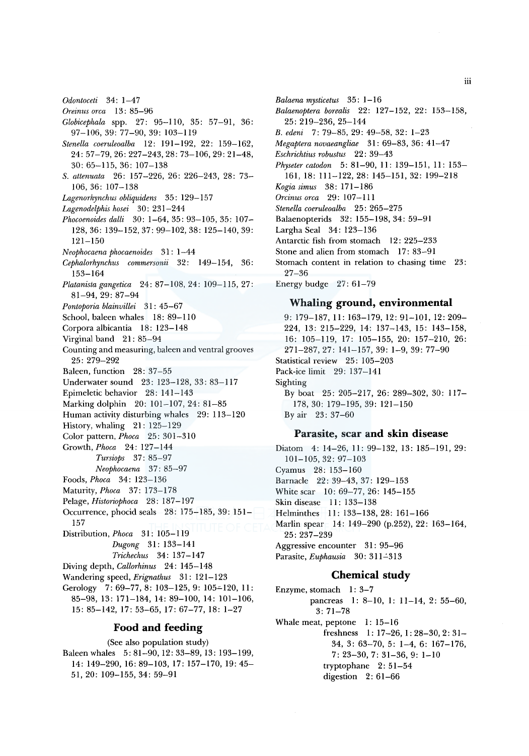*Odontoceti* 34: 1–47
*Oreinus orca* 13: 85–96
*Globicephala* spp. 27: 95–110, 35: 57–91, 36: 97–106, 39: 77–90, 39: 103–119
*Stenella coeruleoalba* 12: 191–192, 22: 159–162, 24: 57–79, 26: 227–243, 28: 73–106, 29: 21–48, 30: 65–115, 36: 107–138
*S. attenuata* 26: 157–226, 26: 226–243, 28: 73–106, 36: 107–138
*Lagenorhynchus obliquidens* 35: 129–157
*Lagenodelphis hosei* 30: 231–244
*Phocoenoides dalli* 30: 1–64, 35: 93–105, 35: 107–128, 36: 139–152, 37: 99–102, 38: 125–140, 39: 121–150
*Neophocaena phocaenoides* 31: 1–44
*Cephalorhynchus commersonii* 32: 149–154, 36: 153–164
*Platanista gangetica* 24: 87–108, 24: 109–115, 27: 81–94, 29: 87–94
*Pontoporia blainvillei* 31: 45–67
School, baleen whales 18: 89–110
Corpora albicantia 18: 123–148
Virginal band 21: 85–94
Counting and measuring, baleen and ventral grooves 25: 279–292
Baleen, function 28: 37–55
Underwater sound 23: 123–128, 33: 83–117
Epimeletic behavior 28: 141–143
Marking dolphin 20: 101–107, 24: 81–85
Human activity disturbing whales 29: 113–120
History, whaling 21: 125–129
Color pattern, *Phoca* 25: 301–310
Growth, *Phoca* 24: 127–144
*Tursiops* 37: 85–97
*Neophocaena* 37: 85–97
Foods, *Phoca* 34: 123–136
Maturity, *Phoca* 37: 173–178
Pelage, *Historiophoca* 28: 187–197
Occurrence, phocid seals 28: 175–185, 39: 151–157
Distribution, *Phoca* 31: 105–119
*Dugong* 31: 133–141
*Trichechus* 34: 137–147
Diving depth, *Callorhinus* 24: 145–148
Wandering speed, *Erignathus* 31: 121–123
Gerology 7: 69–77, 8: 103–125, 9: 105–120, 11: 85–98, 13: 171–184, 14: 89–100, 14: 101–106, 15: 85–142, 17: 53–65, 17: 67–77, 18: 1–27

## Food and feeding

(See also population study)

Baleen whales 5: 81–90, 12: 33–89, 13: 193–199, 14: 149–290, 16: 89–103, 17: 157–170, 19: 45–51, 20: 109–155, 34: 59–91
*Balaena mysticetus* 35: 1–16
*Balaenoptera borealis* 22: 127–152, 22: 153–158, 25: 219–236, 25–144
*B. edeni* 7: 79–85, 29: 49–58, 32: 1–23
*Megaptera novaeangliae* 31: 69–83, 36: 41–47
*Eschrichtius robustus* 22: 39–43
*Physeter catodon* 5: 81–90, 11: 139–151, 11: 153–161, 18: 111–122, 28: 145–151, 32: 199–218
*Kogia simus* 38: 171–186
*Orcinus orca* 29: 107–111
*Stenella coeruleoalba* 25: 265–275
Balaenopterids 32: 155–198, 34: 59–91
Largha Seal 34: 123–136
Antarctic fish from stomach 12: 225–233
Stone and alien from stomach 17: 83–91
Stomach content in relation to chasing time 23: 27–36
Energy budge 27: 61–79

## Whaling ground, environmental

9: 179–187, 11: 163–179, 12: 91–101, 12: 209–224, 13: 215–229, 14: 137–143, 15: 143–158, 16: 105–119, 17: 105–155, 20: 157–210, 26: 271–287, 27: 141–157, 39: 1–9, 39: 77–90
Statistical review 25: 105–203
Pack-ice limit 29: 137–141
Sighting
By boat 25: 205–217, 26: 289–302, 30: 117–178, 30: 179–195, 39: 121–150
By air 23: 37–60

## Parasite, scar and skin disease

Diatom 4: 14–26, 11: 99–132, 13: 185–191, 29: 101–105, 32: 97–103
Cyamus 28: 153–160
Barnacle 22: 39–43, 37: 129–153
White scar 10: 69–77, 26: 145–155
Skin disease 11: 133–138
Helminthes 11: 133–138, 28: 161–166
Marlin spear 14: 149–290 (p.252), 22: 163–164, 25: 237–239
Aggressive encounter 31: 95–96
Parasite, *Euphausia* 30: 311–313

## Chemical study

Enzyme, stomach 1: 3–7
pancreas 1: 8–10, 1: 11–14, 2: 55–60, 3: 71–78
Whale meat, peptone 1: 15–16
freshness 1: 17–26, 1: 28–30, 2: 31–34, 3: 63–70, 5: 1–4, 6: 167–176, 7: 23–30, 7: 31–36, 9: 1–10
tryptophane 2: 51–54
digestion 2: 61–66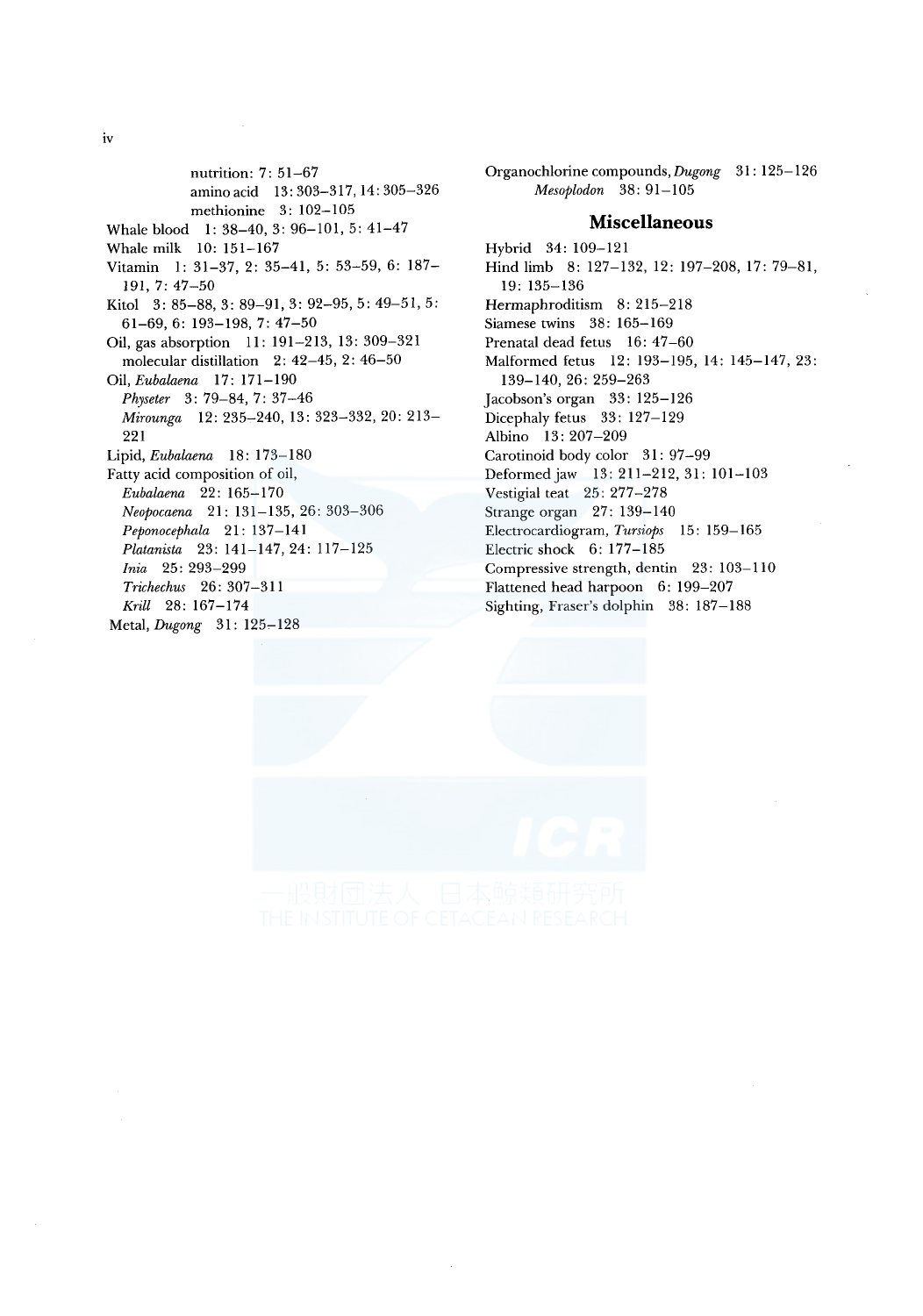nutrition: 7: 51–67

amino acid 13: 303–317, 14: 305–326

methionine 3: 102–105

Whale blood 1: 38–40, 3: 96–101, 5: 41–47

Whale milk 10: 151–167

Vitamin 1: 31–37, 2: 35–41, 5: 53–59, 6: 187–191, 7: 47–50

Kitol 3: 85–88, 3: 89–91, 3: 92–95, 5: 49–51, 5: 61–69, 6: 193–198, 7: 47–50

Oil, gas absorption 11: 191–213, 13: 309–321

molecular distillation 2: 42–45, 2: 46–50

Oil, *Eubalaena* 17: 171–190

*Physeter* 3: 79–84, 7: 37–46

*Mirounga* 12: 235–240, 13: 323–332, 20: 213–221

Lipid, *Eubalaena* 18: 173–180

Fatty acid composition of oil,

*Eubalaena* 22: 165–170

*Neopocaena* 21: 131–135, 26: 303–306

*Peponocephala* 21: 137–141

*Platanista* 23: 141–147, 24: 117–125

*Inia* 25: 293–299

*Trichechus* 26: 307–311

*Krill* 28: 167–174

Metal, *Dugong* 31: 125–128

Organochlorine compounds, *Dugong* 31: 125–126

*Mesoplodon* 38: 91–105

## Miscellaneous

Hybrid 34: 109–121

Hind limb 8: 127–132, 12: 197–208, 17: 79–81, 19: 135–136

Hermaphroditism 8: 215–218

Siamese twins 38: 165–169

Prenatal dead fetus 16: 47–60

Malformed fetus 12: 193–195, 14: 145–147, 23: 139–140, 26: 259–263

Jacobson's organ 33: 125–126

Dicephaly fetus 33: 127–129

Albino 13: 207–209

Carotinoid body color 31: 97–99

Deformed jaw 13: 211–212, 31: 101–103

Vestigial teat 25: 277–278

Strange organ 27: 139–140

Electrocardiogram, *Tursiops* 15: 159–165

Electric shock 6: 177–185

Compressive strength, dentin 23: 103–110

Flattened head harpoon 6: 199–207

Sighting, Fraser's dolphin 38: 187–188